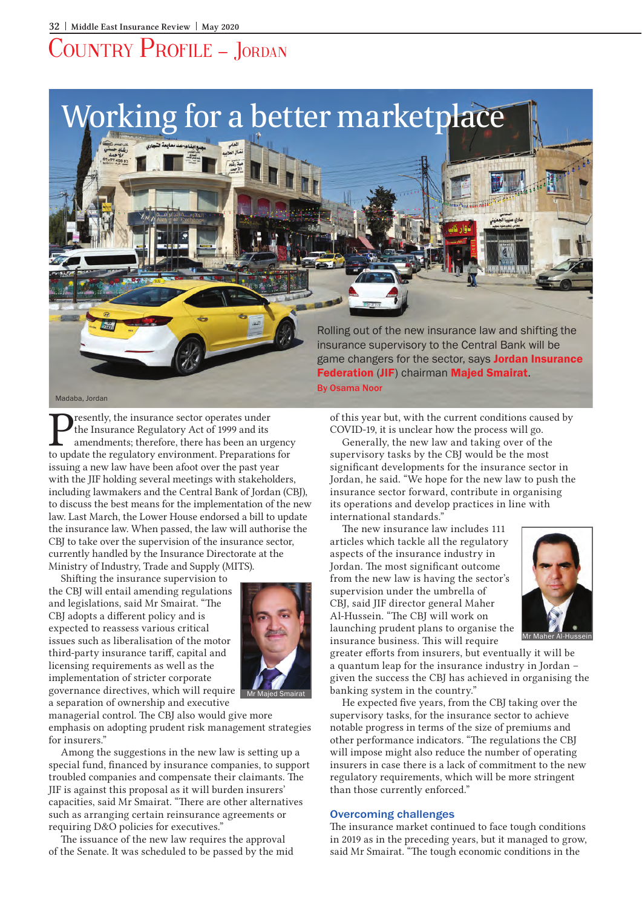# Country Profile – Jordan

# Working for a better marketplace

Madaba, Jordan

Rolling out of the new insurance law and shifting the insurance supervisory to the Central Bank will be game changers for the sector, says **Jordan Insurance Federation** (**JIF**) chairman **Majed Smairat**.

**By Osama Noor**

Presently, the insurance sector operates under the Insurance Regulatory Act of 1999 and its amendments; therefore, there has been an urgency to update the regulatory environment. Preparations for issuing a new law have been afoot over the past year with the JIF holding several meetings with stakeholders, including lawmakers and the Central Bank of Jordan (CBJ), to discuss the best means for the implementation of the new law. Last March, the Lower House endorsed a bill to update the insurance law. When passed, the law will authorise the CBJ to take over the supervision of the insurance sector, currently handled by the Insurance Directorate at the Ministry of Industry, Trade and Supply (MITS).

Shifting the insurance supervision to the CBJ will entail amending regulations and legislations, said Mr Smairat. "The CBJ adopts a different policy and is expected to reassess various critical issues such as liberalisation of the motor third-party insurance tariff, capital and licensing requirements as well as the implementation of stricter corporate governance directives, which will require a separation of ownership and executive managerial control. The CBJ also would give more emphasis on adopting prudent risk management strategies for insurers."

Mr Majed Smairat

Among the suggestions in the new law is setting up a special fund, financed by insurance companies, to support troubled companies and compensate their claimants. The JIF is against this proposal as it will burden insurers' capacities, said Mr Smairat. "There are other alternatives such as arranging certain reinsurance agreements or requiring D&O policies for executives."

The issuance of the new law requires the approval of the Senate. It was scheduled to be passed by the mid of this year but, with the current conditions caused by COVID-19, it is unclear how the process will go.

Generally, the new law and taking over of the supervisory tasks by the CBJ would be the most significant developments for the insurance sector in Jordan, he said. "We hope for the new law to push the insurance sector forward, contribute in organising its operations and develop practices in line with international standards."

The new insurance law includes 111 articles which tackle all the regulatory aspects of the insurance industry in Jordan. The most significant outcome from the new law is having the sector's supervision under the umbrella of CBJ, said JIF director general Maher Al-Hussein. "The CBJ will work on launching prudent plans to organise the insurance business. This will require greater efforts from insurers, but eventually it will be a quantum leap for the insurance industry in Jordan – given the success the CBJ has achieved in organising the banking system in the country."

Mr Maher Al-Hussein

He expected five years, from the CBJ taking over the supervisory tasks, for the insurance sector to achieve notable progress in terms of the size of premiums and other performance indicators. "The regulations the CBJ will impose might also reduce the number of operating insurers in case there is a lack of commitment to the new regulatory requirements, which will be more stringent than those currently enforced."

## Overcoming challenges

The insurance market continued to face tough conditions in 2019 as in the preceding years, but it managed to grow, said Mr Smairat. "The tough economic conditions in the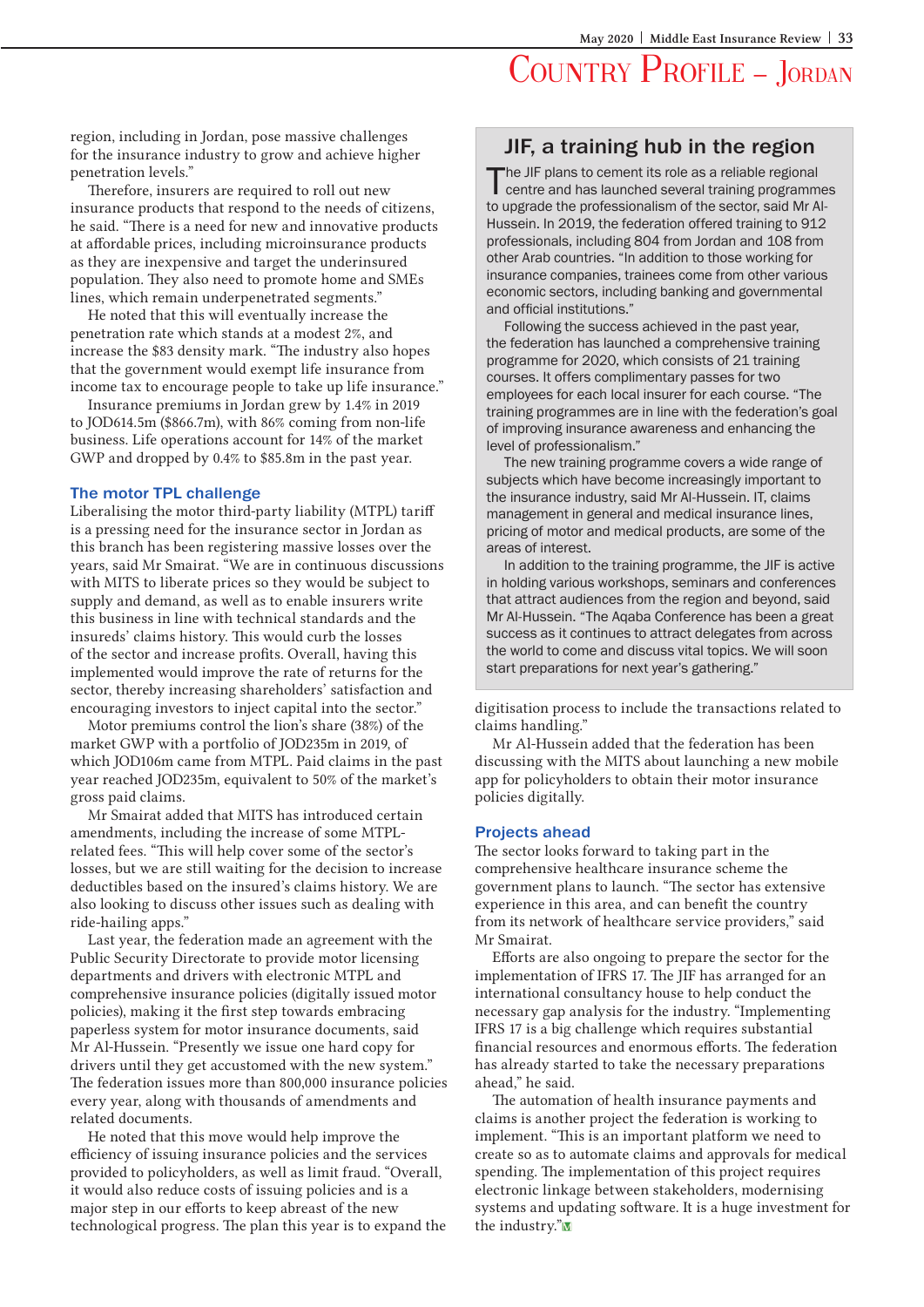region, including in Jordan, pose massive challenges for the insurance industry to grow and achieve higher penetration levels."

Therefore, insurers are required to roll out new insurance products that respond to the needs of citizens, he said. "There is a need for new and innovative products at affordable prices, including microinsurance products as they are inexpensive and target the underinsured population. They also need to promote home and SMEs lines, which remain underpenetrated segments."

He noted that this will eventually increase the penetration rate which stands at a modest 2%, and increase the $83 density mark. "The industry also hopes that the government would exempt life insurance from income tax to encourage people to take up life insurance."

Insurance premiums in Jordan grew by 1.4% in 2019 to JOD614.5m ($866.7m), with 86% coming from non-life business. Life operations account for 14% of the market GWP and dropped by 0.4% to $85.8m in the past year.

### The motor TPL challenge

Liberalising the motor third-party liability (MTPL) tariff is a pressing need for the insurance sector in Jordan as this branch has been registering massive losses over the years, said Mr Smairat. "We are in continuous discussions with MITS to liberate prices so they would be subject to supply and demand, as well as to enable insurers write this business in line with technical standards and the insureds' claims history. This would curb the losses of the sector and increase profits. Overall, having this implemented would improve the rate of returns for the sector, thereby increasing shareholders' satisfaction and encouraging investors to inject capital into the sector."

Motor premiums control the lion's share (38%) of the market GWP with a portfolio of JOD235m in 2019, of which JOD106m came from MTPL. Paid claims in the past year reached JOD235m, equivalent to 50% of the market's gross paid claims.

Mr Smairat added that MITS has introduced certain amendments, including the increase of some MTPL-related fees. "This will help cover some of the sector's losses, but we are still waiting for the decision to increase deductibles based on the insured's claims history. We are also looking to discuss other issues such as dealing with ride-hailing apps."

Last year, the federation made an agreement with the Public Security Directorate to provide motor licensing departments and drivers with electronic MTPL and comprehensive insurance policies (digitally issued motor policies), making it the first step towards embracing paperless system for motor insurance documents, said Mr Al-Hussein. "Presently we issue one hard copy for drivers until they get accustomed with the new system." The federation issues more than 800,000 insurance policies every year, along with thousands of amendments and related documents.

He noted that this move would help improve the efficiency of issuing insurance policies and the services provided to policyholders, as well as limit fraud. "Overall, it would also reduce costs of issuing policies and is a major step in our efforts to keep abreast of the new technological progress. The plan this year is to expand the digitisation process to include the transactions related to claims handling."

Mr Al-Hussein added that the federation has been discussing with the MITS about launching a new mobile app for policyholders to obtain their motor insurance policies digitally.

### Projects ahead

The sector looks forward to taking part in the comprehensive healthcare insurance scheme the government plans to launch. "The sector has extensive experience in this area, and can benefit the country from its network of healthcare service providers," said Mr Smairat.

Efforts are also ongoing to prepare the sector for the implementation of IFRS 17. The JIF has arranged for an international consultancy house to help conduct the necessary gap analysis for the industry. "Implementing IFRS 17 is a big challenge which requires substantial financial resources and enormous efforts. The federation has already started to take the necessary preparations ahead," he said.

The automation of health insurance payments and claims is another project the federation is working to implement. "This is an important platform we need to create so as to automate claims and approvals for medical spending. The implementation of this project requires electronic linkage between stakeholders, modernising systems and updating software. It is a huge investment for the industry."

## JIF, a training hub in the region

The JIF plans to cement its role as a reliable regional centre and has launched several training programmes to upgrade the professionalism of the sector, said Mr Al-Hussein. In 2019, the federation offered training to 912 professionals, including 804 from Jordan and 108 from other Arab countries. "In addition to those working for insurance companies, trainees come from other various economic sectors, including banking and governmental and official institutions."

Following the success achieved in the past year, the federation has launched a comprehensive training programme for 2020, which consists of 21 training courses. It offers complimentary passes for two employees for each local insurer for each course. "The training programmes are in line with the federation's goal of improving insurance awareness and enhancing the level of professionalism."

The new training programme covers a wide range of subjects which have become increasingly important to the insurance industry, said Mr Al-Hussein. IT, claims management in general and medical insurance lines, pricing of motor and medical products, are some of the areas of interest.

In addition to the training programme, the JIF is active in holding various workshops, seminars and conferences that attract audiences from the region and beyond, said Mr Al-Hussein. "The Aqaba Conference has been a great success as it continues to attract delegates from across the world to come and discuss vital topics. We will soon start preparations for next year's gathering."